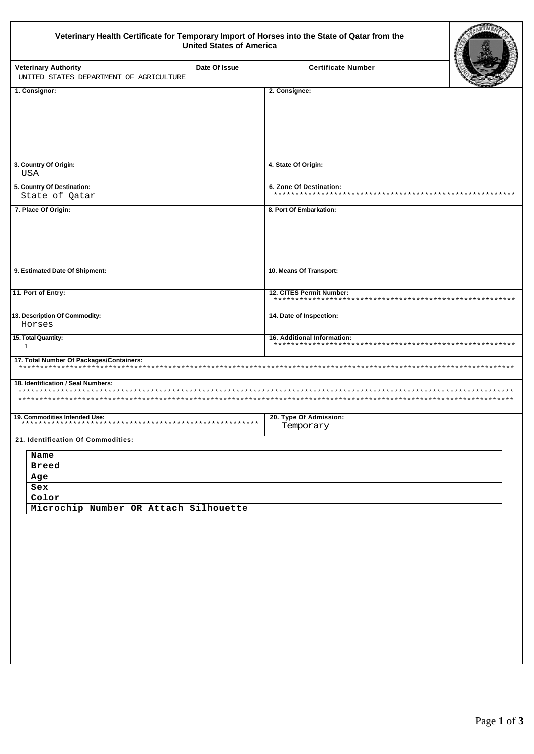# Veterinary Health Certificate for Temporary Import of Horses into the State of Qatar from the United States of America

| Veterinary Authority | Date Of Issue | Certificate Number |
|---|---|---|
| UNITED STATES DEPARTMENT OF AGRICULTURE | | |

| | |
|---|---|
| **1. Consignor:** | **2. Consignee:** |
| **3. Country Of Origin:** USA | **4. State Of Origin:** |
| **5. Country Of Destination:** State of Qatar | **6. Zone Of Destination:** ******************************************************** |
| **7. Place Of Origin:** | **8. Port Of Embarkation:** |
| **9. Estimated Date Of Shipment:** | **10. Means Of Transport:** |
| **11. Port of Entry:** | **12. CITES Permit Number:** ******************************************************** |
| **13. Description Of Commodity:** Horses | **14. Date of Inspection:** |
| **15. Total Quantity:** 1 | **16. Additional Information:** ******************************************************** |

**17. Total Number Of Packages/Containers:**
**************************************************************************************************************************

**18. Identification / Seal Numbers:**
**************************************************************************************************************************
**************************************************************************************************************************

| | |
|---|---|
| **19. Commodities Intended Use:** ******************************************************** | **20. Type Of Admission:** Temporary |

**21. Identification Of Commodities:**

| | |
|---|---|
| Name | |
| Breed | |
| Age | |
| Sex | |
| Color | |
| Microchip Number OR Attach Silhouette | |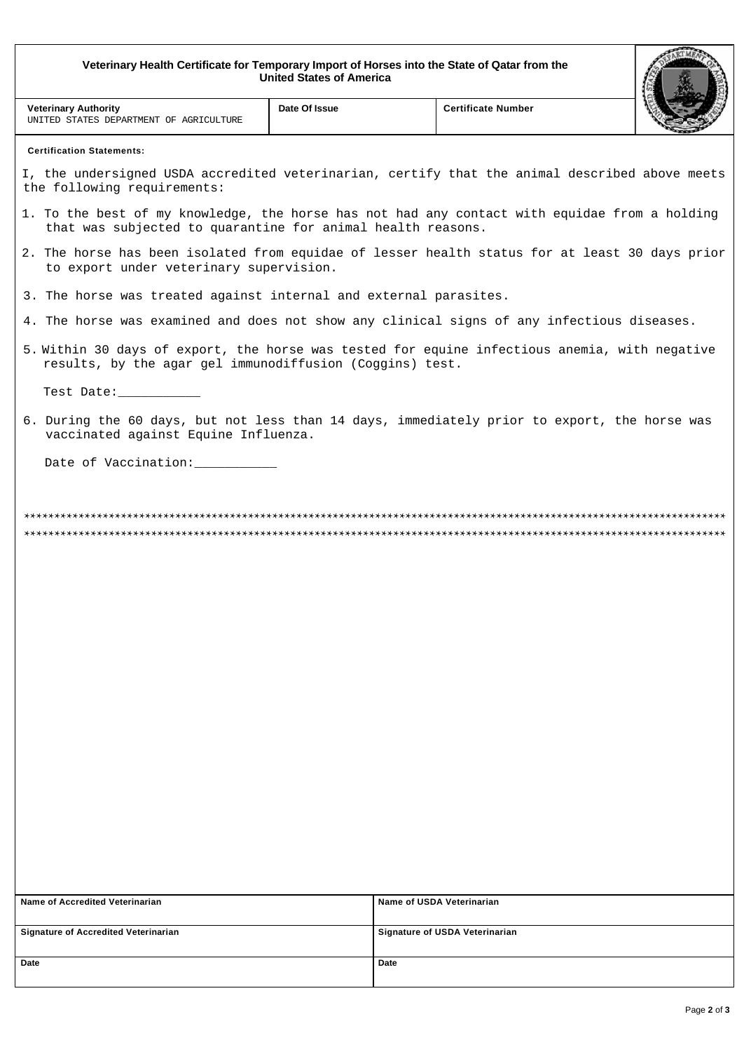**Veterinary Health Certificate for Temporary Import of Horses into the State of Qatar from the United States of America**

| Veterinary Authority | Date Of Issue | Certificate Number |
|---|---|---|
| UNITED STATES DEPARTMENT OF AGRICULTURE | | |

**Certification Statements:**

I, the undersigned USDA accredited veterinarian, certify that the animal described above meets the following requirements:

1. To the best of my knowledge, the horse has not had any contact with equidae from a holding that was subjected to quarantine for animal health reasons.
2. The horse has been isolated from equidae of lesser health status for at least 30 days prior to export under veterinary supervision.
3. The horse was treated against internal and external parasites.
4. The horse was examined and does not show any clinical signs of any infectious diseases.
5. Within 30 days of export, the horse was tested for equine infectious anemia, with negative results, by the agar gel immunodiffusion (Coggins) test.

   Test Date:___________

6. During the 60 days, but not less than 14 days, immediately prior to export, the horse was vaccinated against Equine Influenza.

   Date of Vaccination:___________

**************************************************************************************************************
**************************************************************************************************************

| Name of Accredited Veterinarian | Name of USDA Veterinarian |
|---|---|
| **Signature of Accredited Veterinarian** | **Signature of USDA Veterinarian** |
| **Date** | **Date** |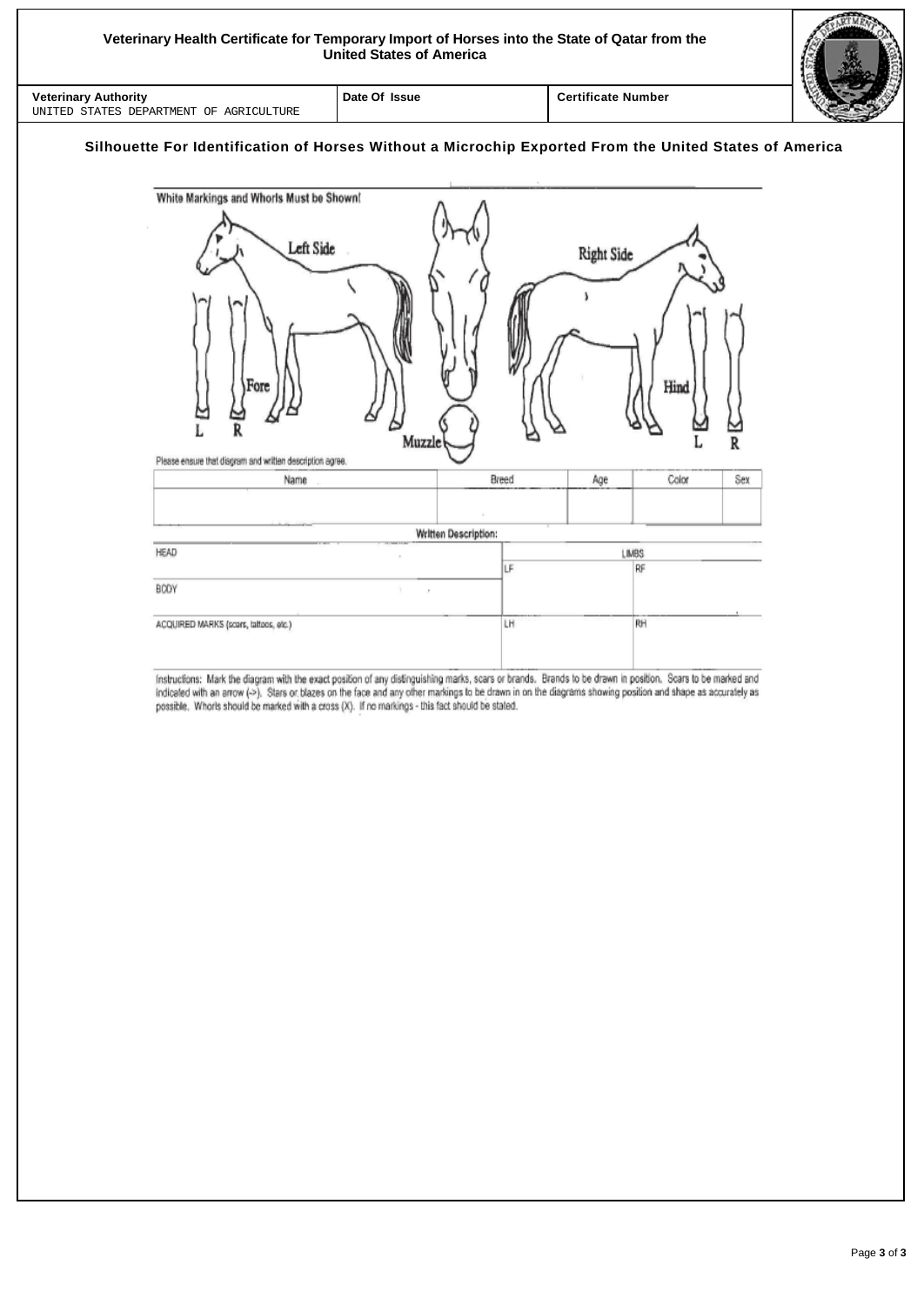**Veterinary Health Certificate for Temporary Import of Horses into the State of Qatar from the United States of America**

| Veterinary Authority | Date Of Issue | Certificate Number |
|---|---|---|
| UNITED STATES DEPARTMENT OF AGRICULTURE | | |

## Silhouette For Identification of Horses Without a Microchip Exported From the United States of America

White Markings and Whorls Must be Shown!

Left Side

Right Side

Fore

L R

Muzzle

Hind

L R

Please ensure that diagram and written description agree.

| Name | Breed | Age | Color | Sex |
|---|---|---|---|---|
| | | | | |

Written Description:

| | | |
|---|---|---|
| HEAD | LIMBS | |
| | LF | RF |
| BODY | | |
| ACQUIRED MARKS (scars, tattoos, etc.) | LH | RH |

Instructions: Mark the diagram with the exact position of any distinguishing marks, scars or brands. Brands to be drawn in position. Scars to be marked and indicated with an arrow (->). Stars or blazes on the face and any other markings to be drawn in on the diagrams showing position and shape as accurately as possible. Whorls should be marked with a cross (X). If no markings - this fact should be stated.